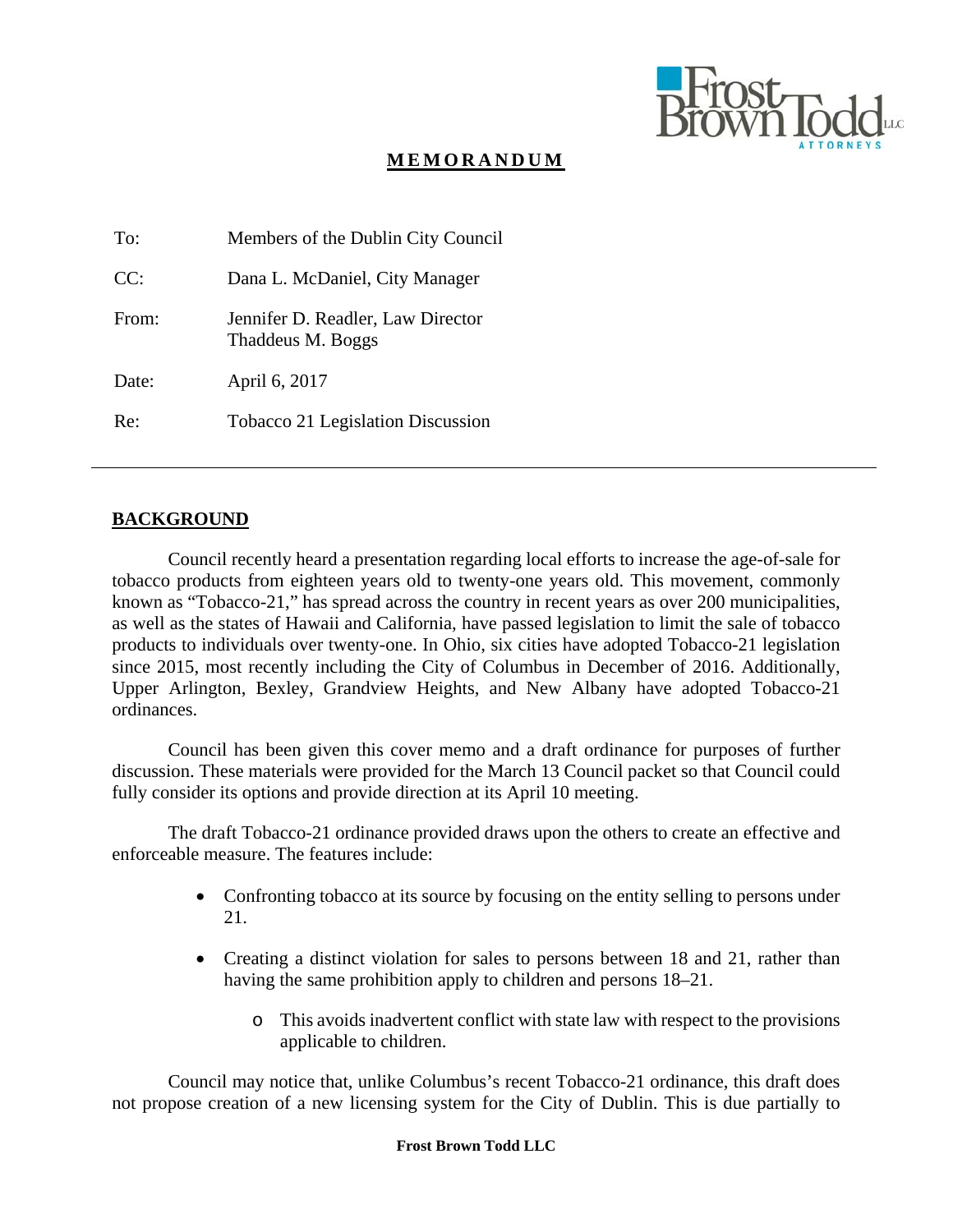# MEMORANDUM

| | |
|---|---|
| To: | Members of the Dublin City Council |
| CC: | Dana L. McDaniel, City Manager |
| From: | Jennifer D. Readler, Law Director<br>Thaddeus M. Boggs |
| Date: | April 6, 2017 |
| Re: | Tobacco 21 Legislation Discussion |

---

## BACKGROUND

Council recently heard a presentation regarding local efforts to increase the age-of-sale for tobacco products from eighteen years old to twenty-one years old. This movement, commonly known as "Tobacco-21," has spread across the country in recent years as over 200 municipalities, as well as the states of Hawaii and California, have passed legislation to limit the sale of tobacco products to individuals over twenty-one. In Ohio, six cities have adopted Tobacco-21 legislation since 2015, most recently including the City of Columbus in December of 2016. Additionally, Upper Arlington, Bexley, Grandview Heights, and New Albany have adopted Tobacco-21 ordinances.

Council has been given this cover memo and a draft ordinance for purposes of further discussion. These materials were provided for the March 13 Council packet so that Council could fully consider its options and provide direction at its April 10 meeting.

The draft Tobacco-21 ordinance provided draws upon the others to create an effective and enforceable measure. The features include:

- Confronting tobacco at its source by focusing on the entity selling to persons under 21.
- Creating a distinct violation for sales to persons between 18 and 21, rather than having the same prohibition apply to children and persons 18–21.
    - This avoids inadvertent conflict with state law with respect to the provisions applicable to children.

Council may notice that, unlike Columbus's recent Tobacco-21 ordinance, this draft does not propose creation of a new licensing system for the City of Dublin. This is due partially to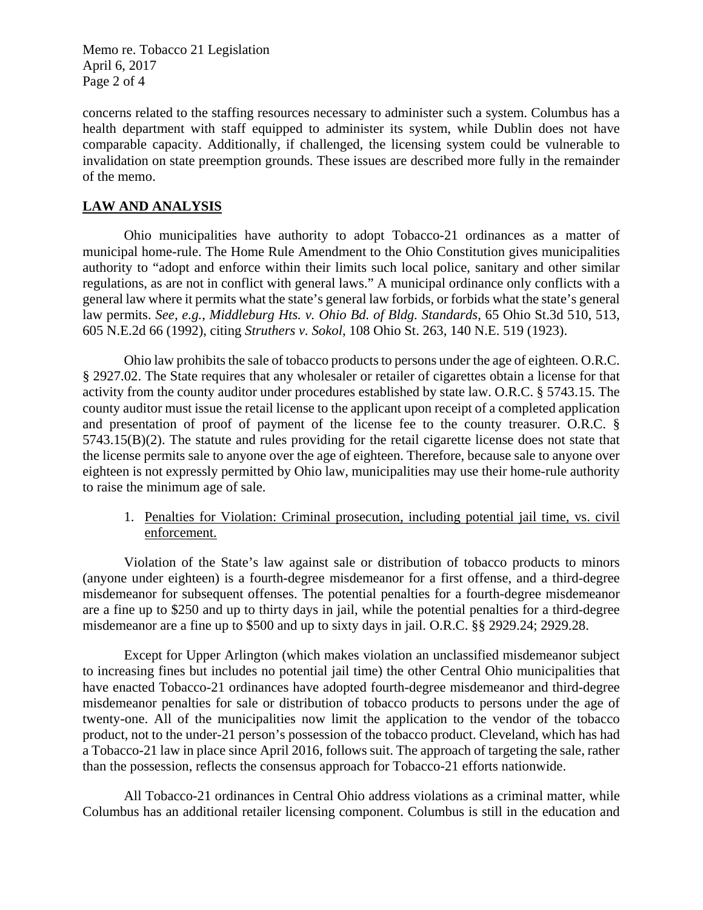concerns related to the staffing resources necessary to administer such a system. Columbus has a health department with staff equipped to administer its system, while Dublin does not have comparable capacity. Additionally, if challenged, the licensing system could be vulnerable to invalidation on state preemption grounds. These issues are described more fully in the remainder of the memo.

## **LAW AND ANALYSIS**

Ohio municipalities have authority to adopt Tobacco-21 ordinances as a matter of municipal home-rule. The Home Rule Amendment to the Ohio Constitution gives municipalities authority to "adopt and enforce within their limits such local police, sanitary and other similar regulations, as are not in conflict with general laws." A municipal ordinance only conflicts with a general law where it permits what the state's general law forbids, or forbids what the state's general law permits. *See, e.g.*, *Middleburg Hts. v. Ohio Bd. of Bldg. Standards*, 65 Ohio St.3d 510, 513, 605 N.E.2d 66 (1992), citing *Struthers v. Sokol*, 108 Ohio St. 263, 140 N.E. 519 (1923).

Ohio law prohibits the sale of tobacco products to persons under the age of eighteen. O.R.C. § 2927.02. The State requires that any wholesaler or retailer of cigarettes obtain a license for that activity from the county auditor under procedures established by state law. O.R.C. § 5743.15. The county auditor must issue the retail license to the applicant upon receipt of a completed application and presentation of proof of payment of the license fee to the county treasurer. O.R.C. § 5743.15(B)(2). The statute and rules providing for the retail cigarette license does not state that the license permits sale to anyone over the age of eighteen. Therefore, because sale to anyone over eighteen is not expressly permitted by Ohio law, municipalities may use their home-rule authority to raise the minimum age of sale.

1. Penalties for Violation: Criminal prosecution, including potential jail time, vs. civil enforcement.

Violation of the State's law against sale or distribution of tobacco products to minors (anyone under eighteen) is a fourth-degree misdemeanor for a first offense, and a third-degree misdemeanor for subsequent offenses. The potential penalties for a fourth-degree misdemeanor are a fine up to $250 and up to thirty days in jail, while the potential penalties for a third-degree misdemeanor are a fine up to $500 and up to sixty days in jail. O.R.C. §§ 2929.24; 2929.28.

Except for Upper Arlington (which makes violation an unclassified misdemeanor subject to increasing fines but includes no potential jail time) the other Central Ohio municipalities that have enacted Tobacco-21 ordinances have adopted fourth-degree misdemeanor and third-degree misdemeanor penalties for sale or distribution of tobacco products to persons under the age of twenty-one. All of the municipalities now limit the application to the vendor of the tobacco product, not to the under-21 person's possession of the tobacco product. Cleveland, which has had a Tobacco-21 law in place since April 2016, follows suit. The approach of targeting the sale, rather than the possession, reflects the consensus approach for Tobacco-21 efforts nationwide.

All Tobacco-21 ordinances in Central Ohio address violations as a criminal matter, while Columbus has an additional retailer licensing component. Columbus is still in the education and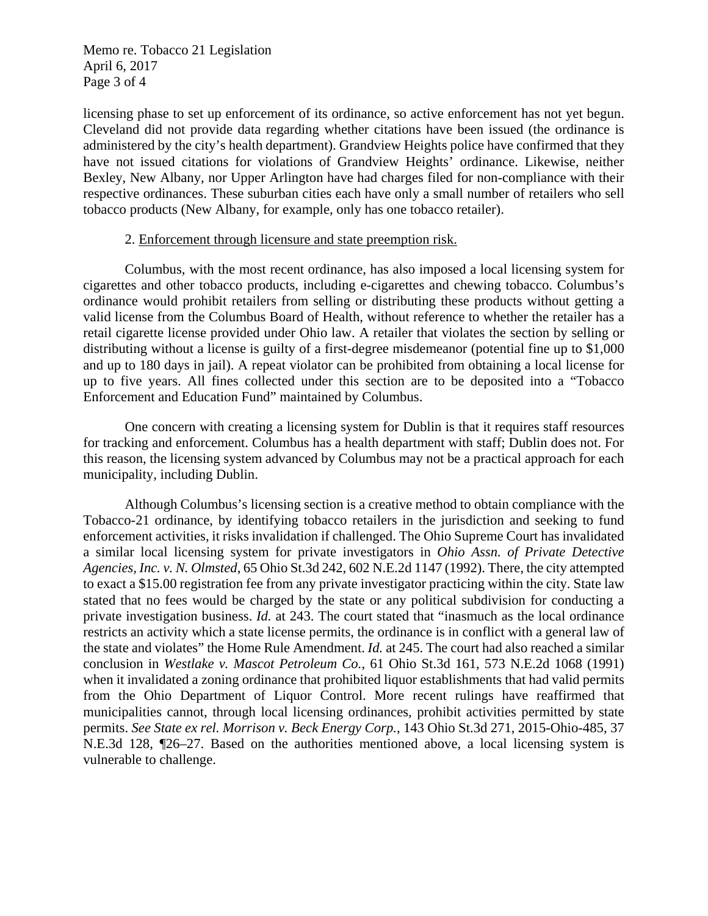licensing phase to set up enforcement of its ordinance, so active enforcement has not yet begun. Cleveland did not provide data regarding whether citations have been issued (the ordinance is administered by the city's health department). Grandview Heights police have confirmed that they have not issued citations for violations of Grandview Heights' ordinance. Likewise, neither Bexley, New Albany, nor Upper Arlington have had charges filed for non-compliance with their respective ordinances. These suburban cities each have only a small number of retailers who sell tobacco products (New Albany, for example, only has one tobacco retailer).

2. Enforcement through licensure and state preemption risk.

Columbus, with the most recent ordinance, has also imposed a local licensing system for cigarettes and other tobacco products, including e-cigarettes and chewing tobacco. Columbus's ordinance would prohibit retailers from selling or distributing these products without getting a valid license from the Columbus Board of Health, without reference to whether the retailer has a retail cigarette license provided under Ohio law. A retailer that violates the section by selling or distributing without a license is guilty of a first-degree misdemeanor (potential fine up to $1,000 and up to 180 days in jail). A repeat violator can be prohibited from obtaining a local license for up to five years. All fines collected under this section are to be deposited into a "Tobacco Enforcement and Education Fund" maintained by Columbus.

One concern with creating a licensing system for Dublin is that it requires staff resources for tracking and enforcement. Columbus has a health department with staff; Dublin does not. For this reason, the licensing system advanced by Columbus may not be a practical approach for each municipality, including Dublin.

Although Columbus's licensing section is a creative method to obtain compliance with the Tobacco-21 ordinance, by identifying tobacco retailers in the jurisdiction and seeking to fund enforcement activities, it risks invalidation if challenged. The Ohio Supreme Court has invalidated a similar local licensing system for private investigators in *Ohio Assn. of Private Detective Agencies, Inc. v. N. Olmsted*, 65 Ohio St.3d 242, 602 N.E.2d 1147 (1992). There, the city attempted to exact a $15.00 registration fee from any private investigator practicing within the city. State law stated that no fees would be charged by the state or any political subdivision for conducting a private investigation business. *Id.* at 243. The court stated that "inasmuch as the local ordinance restricts an activity which a state license permits, the ordinance is in conflict with a general law of the state and violates" the Home Rule Amendment. *Id.* at 245. The court had also reached a similar conclusion in *Westlake v. Mascot Petroleum Co.*, 61 Ohio St.3d 161, 573 N.E.2d 1068 (1991) when it invalidated a zoning ordinance that prohibited liquor establishments that had valid permits from the Ohio Department of Liquor Control. More recent rulings have reaffirmed that municipalities cannot, through local licensing ordinances, prohibit activities permitted by state permits. *See State ex rel. Morrison v. Beck Energy Corp.*, 143 Ohio St.3d 271, 2015-Ohio-485, 37 N.E.3d 128, ¶26–27. Based on the authorities mentioned above, a local licensing system is vulnerable to challenge.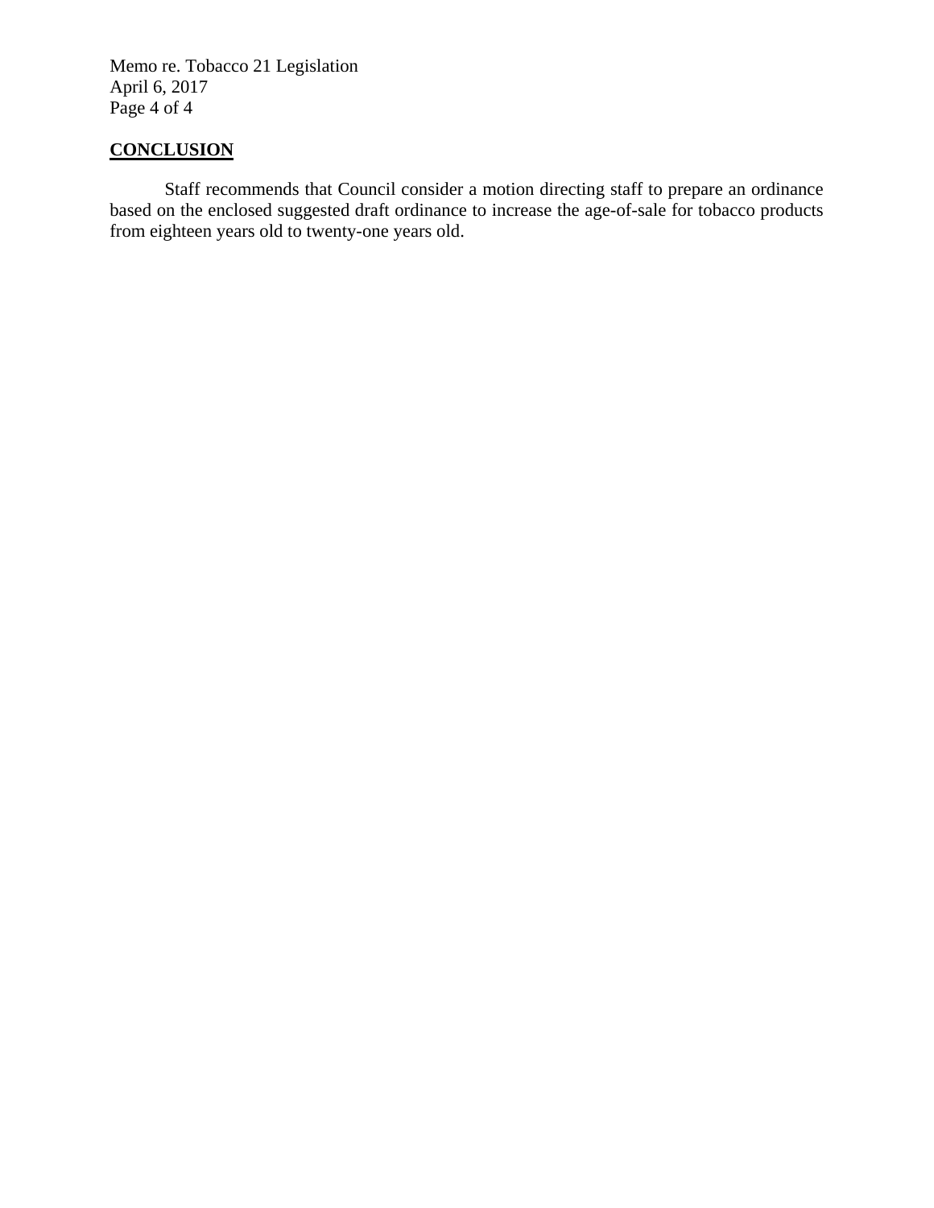## **CONCLUSION**

Staff recommends that Council consider a motion directing staff to prepare an ordinance based on the enclosed suggested draft ordinance to increase the age-of-sale for tobacco products from eighteen years old to twenty-one years old.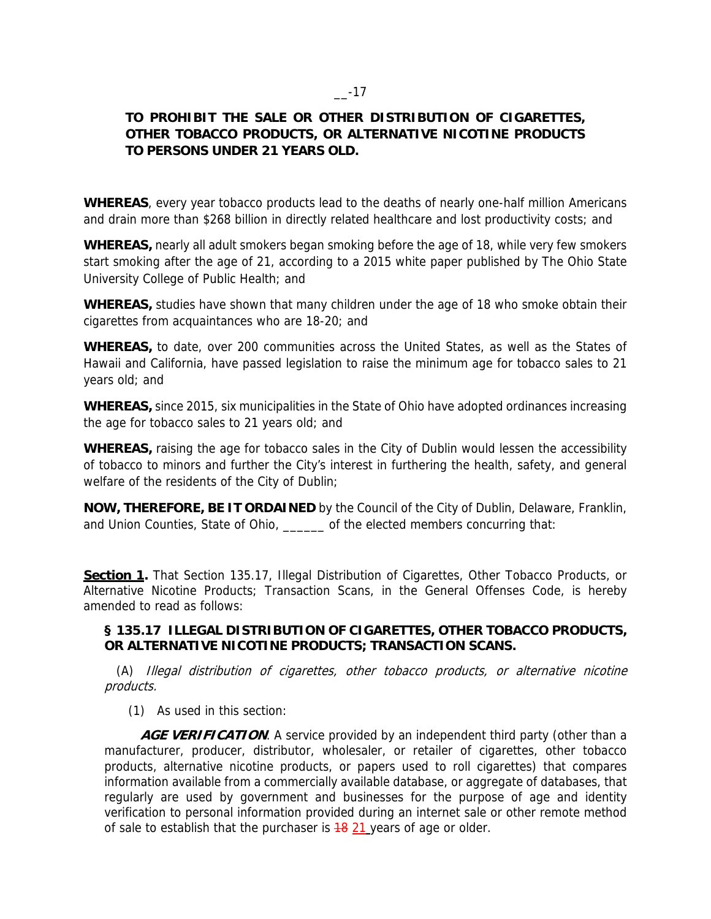__-17

**TO PROHIBIT THE SALE OR OTHER DISTRIBUTION OF CIGARETTES, OTHER TOBACCO PRODUCTS, OR ALTERNATIVE NICOTINE PRODUCTS TO PERSONS UNDER 21 YEARS OLD.**

**WHEREAS**, every year tobacco products lead to the deaths of nearly one-half million Americans and drain more than $268 billion in directly related healthcare and lost productivity costs; and

**WHEREAS,** nearly all adult smokers began smoking before the age of 18, while very few smokers start smoking after the age of 21, according to a 2015 white paper published by The Ohio State University College of Public Health; and

**WHEREAS,** studies have shown that many children under the age of 18 who smoke obtain their cigarettes from acquaintances who are 18-20; and

**WHEREAS,** to date, over 200 communities across the United States, as well as the States of Hawaii and California, have passed legislation to raise the minimum age for tobacco sales to 21 years old; and

**WHEREAS,** since 2015, six municipalities in the State of Ohio have adopted ordinances increasing the age for tobacco sales to 21 years old; and

**WHEREAS,** raising the age for tobacco sales in the City of Dublin would lessen the accessibility of tobacco to minors and further the City's interest in furthering the health, safety, and general welfare of the residents of the City of Dublin;

**NOW, THEREFORE, BE IT ORDAINED** by the Council of the City of Dublin, Delaware, Franklin, and Union Counties, State of Ohio, ______ of the elected members concurring that:

**Section 1.** That Section 135.17, Illegal Distribution of Cigarettes, Other Tobacco Products, or Alternative Nicotine Products; Transaction Scans, in the General Offenses Code, is hereby amended to read as follows:

**§ 135.17 ILLEGAL DISTRIBUTION OF CIGARETTES, OTHER TOBACCO PRODUCTS, OR ALTERNATIVE NICOTINE PRODUCTS; TRANSACTION SCANS.**

(A) *Illegal distribution of cigarettes, other tobacco products, or alternative nicotine products.*

(1) As used in this section:

***AGE VERIFICATION***. A service provided by an independent third party (other than a manufacturer, producer, distributor, wholesaler, or retailer of cigarettes, other tobacco products, alternative nicotine products, or papers used to roll cigarettes) that compares information available from a commercially available database, or aggregate of databases, that regularly are used by government and businesses for the purpose of age and identity verification to personal information provided during an internet sale or other remote method of sale to establish that the purchaser is ~~18~~ 21 years of age or older.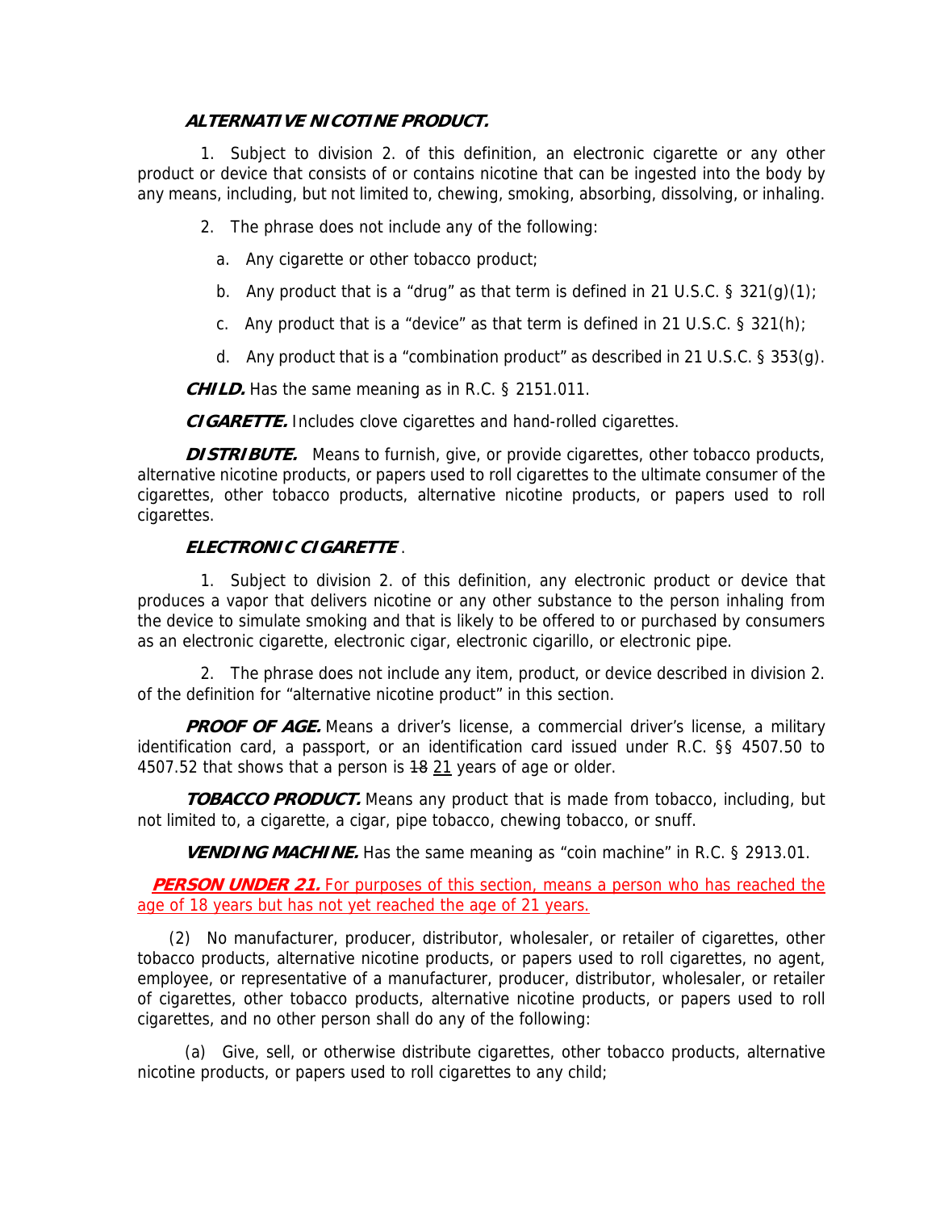***ALTERNATIVE NICOTINE PRODUCT.***

1. Subject to division 2. of this definition, an electronic cigarette or any other product or device that consists of or contains nicotine that can be ingested into the body by any means, including, but not limited to, chewing, smoking, absorbing, dissolving, or inhaling.

2. The phrase does not include any of the following:

a. Any cigarette or other tobacco product;

b. Any product that is a "drug" as that term is defined in 21 U.S.C. § 321(g)(1);

c. Any product that is a "device" as that term is defined in 21 U.S.C. § 321(h);

d. Any product that is a "combination product" as described in 21 U.S.C. § 353(g).

***CHILD.*** Has the same meaning as in R.C. § 2151.011.

***CIGARETTE.*** Includes clove cigarettes and hand-rolled cigarettes.

***DISTRIBUTE.*** Means to furnish, give, or provide cigarettes, other tobacco products, alternative nicotine products, or papers used to roll cigarettes to the ultimate consumer of the cigarettes, other tobacco products, alternative nicotine products, or papers used to roll cigarettes.

***ELECTRONIC CIGARETTE*** .

1. Subject to division 2. of this definition, any electronic product or device that produces a vapor that delivers nicotine or any other substance to the person inhaling from the device to simulate smoking and that is likely to be offered to or purchased by consumers as an electronic cigarette, electronic cigar, electronic cigarillo, or electronic pipe.

2. The phrase does not include any item, product, or device described in division 2. of the definition for "alternative nicotine product" in this section.

***PROOF OF AGE.*** Means a driver's license, a commercial driver's license, a military identification card, a passport, or an identification card issued under R.C. §§ 4507.50 to 4507.52 that shows that a person is ~~18~~ 21 years of age or older.

***TOBACCO PRODUCT.*** Means any product that is made from tobacco, including, but not limited to, a cigarette, a cigar, pipe tobacco, chewing tobacco, or snuff.

***VENDING MACHINE.*** Has the same meaning as "coin machine" in R.C. § 2913.01.

***PERSON UNDER 21.*** For purposes of this section, means a person who has reached the age of 18 years but has not yet reached the age of 21 years.

(2) No manufacturer, producer, distributor, wholesaler, or retailer of cigarettes, other tobacco products, alternative nicotine products, or papers used to roll cigarettes, no agent, employee, or representative of a manufacturer, producer, distributor, wholesaler, or retailer of cigarettes, other tobacco products, alternative nicotine products, or papers used to roll cigarettes, and no other person shall do any of the following:

(a) Give, sell, or otherwise distribute cigarettes, other tobacco products, alternative nicotine products, or papers used to roll cigarettes to any child;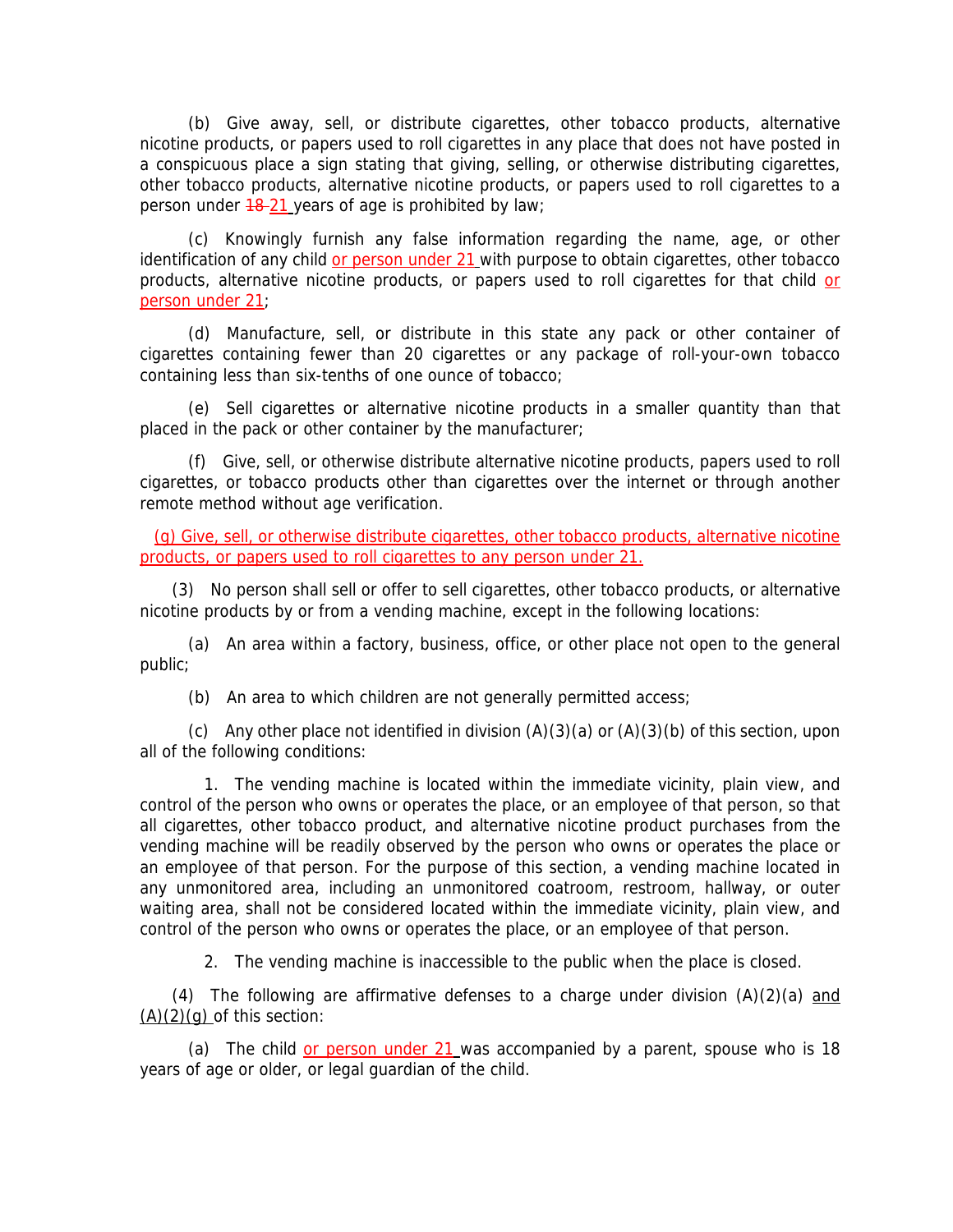(b) Give away, sell, or distribute cigarettes, other tobacco products, alternative nicotine products, or papers used to roll cigarettes in any place that does not have posted in a conspicuous place a sign stating that giving, selling, or otherwise distributing cigarettes, other tobacco products, alternative nicotine products, or papers used to roll cigarettes to a person under ~~18~~ 21 years of age is prohibited by law;

(c) Knowingly furnish any false information regarding the name, age, or other identification of any child or person under 21 with purpose to obtain cigarettes, other tobacco products, alternative nicotine products, or papers used to roll cigarettes for that child or person under 21;

(d) Manufacture, sell, or distribute in this state any pack or other container of cigarettes containing fewer than 20 cigarettes or any package of roll-your-own tobacco containing less than six-tenths of one ounce of tobacco;

(e) Sell cigarettes or alternative nicotine products in a smaller quantity than that placed in the pack or other container by the manufacturer;

(f) Give, sell, or otherwise distribute alternative nicotine products, papers used to roll cigarettes, or tobacco products other than cigarettes over the internet or through another remote method without age verification.

(g) Give, sell, or otherwise distribute cigarettes, other tobacco products, alternative nicotine products, or papers used to roll cigarettes to any person under 21.

(3) No person shall sell or offer to sell cigarettes, other tobacco products, or alternative nicotine products by or from a vending machine, except in the following locations:

(a) An area within a factory, business, office, or other place not open to the general public;

(b) An area to which children are not generally permitted access;

(c) Any other place not identified in division (A)(3)(a) or (A)(3)(b) of this section, upon all of the following conditions:

1. The vending machine is located within the immediate vicinity, plain view, and control of the person who owns or operates the place, or an employee of that person, so that all cigarettes, other tobacco product, and alternative nicotine product purchases from the vending machine will be readily observed by the person who owns or operates the place or an employee of that person. For the purpose of this section, a vending machine located in any unmonitored area, including an unmonitored coatroom, restroom, hallway, or outer waiting area, shall not be considered located within the immediate vicinity, plain view, and control of the person who owns or operates the place, or an employee of that person.

2. The vending machine is inaccessible to the public when the place is closed.

(4) The following are affirmative defenses to a charge under division (A)(2)(a) and (A)(2)(g) of this section:

(a) The child or person under 21 was accompanied by a parent, spouse who is 18 years of age or older, or legal guardian of the child.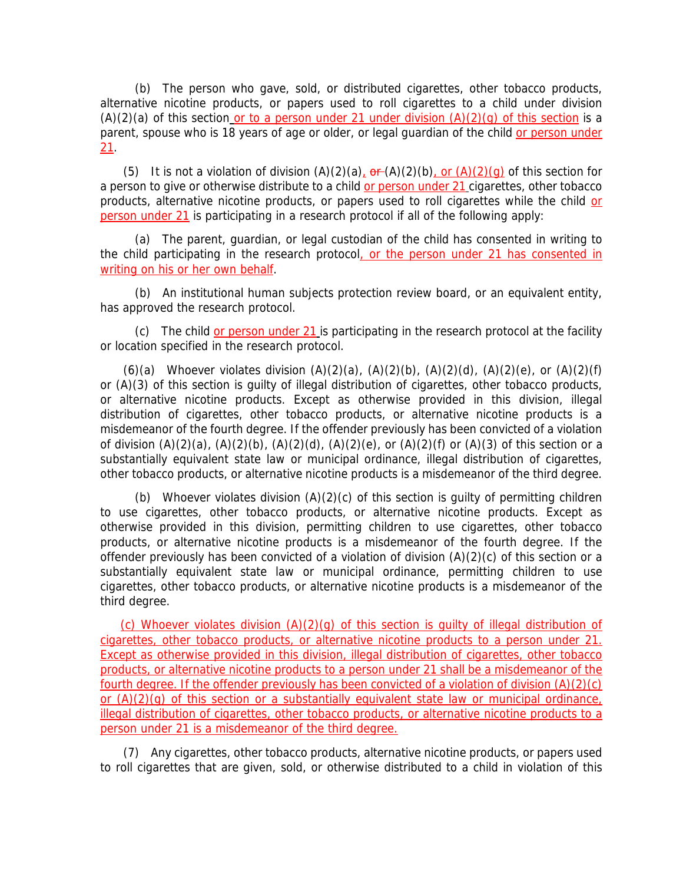(b) The person who gave, sold, or distributed cigarettes, other tobacco products, alternative nicotine products, or papers used to roll cigarettes to a child under division (A)(2)(a) of this section or to a person under 21 under division (A)(2)(g) of this section is a parent, spouse who is 18 years of age or older, or legal guardian of the child or person under 21.

(5) It is not a violation of division (A)(2)(a), ~~or~~ (A)(2)(b), or (A)(2)(g) of this section for a person to give or otherwise distribute to a child or person under 21 cigarettes, other tobacco products, alternative nicotine products, or papers used to roll cigarettes while the child or person under 21 is participating in a research protocol if all of the following apply:

(a) The parent, guardian, or legal custodian of the child has consented in writing to the child participating in the research protocol, or the person under 21 has consented in writing on his or her own behalf.

(b) An institutional human subjects protection review board, or an equivalent entity, has approved the research protocol.

(c) The child or person under 21 is participating in the research protocol at the facility or location specified in the research protocol.

(6)(a) Whoever violates division (A)(2)(a), (A)(2)(b), (A)(2)(d), (A)(2)(e), or (A)(2)(f) or (A)(3) of this section is guilty of illegal distribution of cigarettes, other tobacco products, or alternative nicotine products. Except as otherwise provided in this division, illegal distribution of cigarettes, other tobacco products, or alternative nicotine products is a misdemeanor of the fourth degree. If the offender previously has been convicted of a violation of division (A)(2)(a), (A)(2)(b), (A)(2)(d), (A)(2)(e), or (A)(2)(f) or (A)(3) of this section or a substantially equivalent state law or municipal ordinance, illegal distribution of cigarettes, other tobacco products, or alternative nicotine products is a misdemeanor of the third degree.

(b) Whoever violates division (A)(2)(c) of this section is guilty of permitting children to use cigarettes, other tobacco products, or alternative nicotine products. Except as otherwise provided in this division, permitting children to use cigarettes, other tobacco products, or alternative nicotine products is a misdemeanor of the fourth degree. If the offender previously has been convicted of a violation of division (A)(2)(c) of this section or a substantially equivalent state law or municipal ordinance, permitting children to use cigarettes, other tobacco products, or alternative nicotine products is a misdemeanor of the third degree.

(c) Whoever violates division (A)(2)(g) of this section is guilty of illegal distribution of cigarettes, other tobacco products, or alternative nicotine products to a person under 21. Except as otherwise provided in this division, illegal distribution of cigarettes, other tobacco products, or alternative nicotine products to a person under 21 shall be a misdemeanor of the fourth degree. If the offender previously has been convicted of a violation of division (A)(2)(c) or (A)(2)(g) of this section or a substantially equivalent state law or municipal ordinance, illegal distribution of cigarettes, other tobacco products, or alternative nicotine products to a person under 21 is a misdemeanor of the third degree.

(7) Any cigarettes, other tobacco products, alternative nicotine products, or papers used to roll cigarettes that are given, sold, or otherwise distributed to a child in violation of this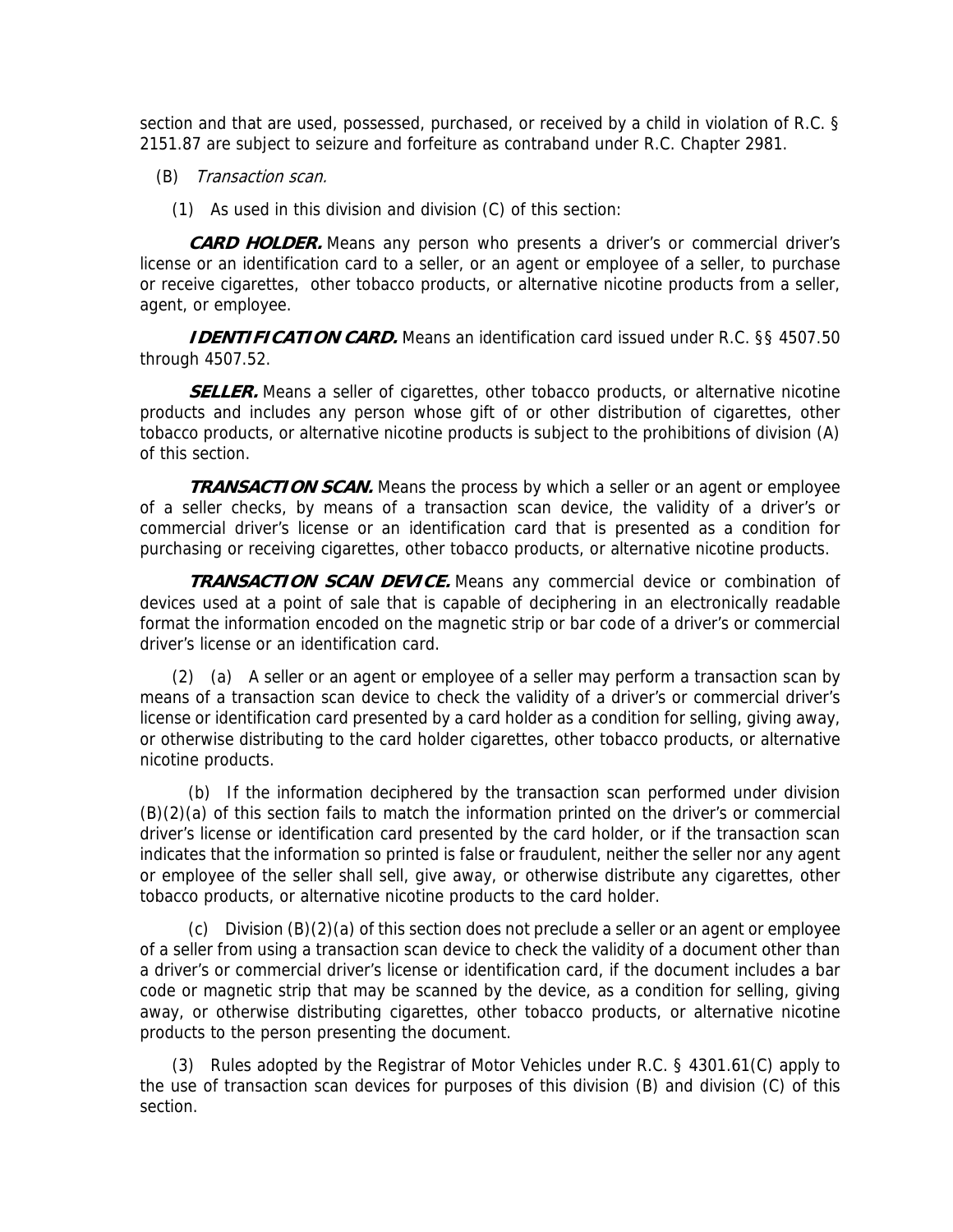section and that are used, possessed, purchased, or received by a child in violation of R.C. § 2151.87 are subject to seizure and forfeiture as contraband under R.C. Chapter 2981.

(B) *Transaction scan.*

(1) As used in this division and division (C) of this section:

***CARD HOLDER.*** Means any person who presents a driver's or commercial driver's license or an identification card to a seller, or an agent or employee of a seller, to purchase or receive cigarettes, other tobacco products, or alternative nicotine products from a seller, agent, or employee.

***IDENTIFICATION CARD.*** Means an identification card issued under R.C. §§ 4507.50 through 4507.52.

***SELLER.*** Means a seller of cigarettes, other tobacco products, or alternative nicotine products and includes any person whose gift of or other distribution of cigarettes, other tobacco products, or alternative nicotine products is subject to the prohibitions of division (A) of this section.

***TRANSACTION SCAN.*** Means the process by which a seller or an agent or employee of a seller checks, by means of a transaction scan device, the validity of a driver's or commercial driver's license or an identification card that is presented as a condition for purchasing or receiving cigarettes, other tobacco products, or alternative nicotine products.

***TRANSACTION SCAN DEVICE.*** Means any commercial device or combination of devices used at a point of sale that is capable of deciphering in an electronically readable format the information encoded on the magnetic strip or bar code of a driver's or commercial driver's license or an identification card.

(2) (a) A seller or an agent or employee of a seller may perform a transaction scan by means of a transaction scan device to check the validity of a driver's or commercial driver's license or identification card presented by a card holder as a condition for selling, giving away, or otherwise distributing to the card holder cigarettes, other tobacco products, or alternative nicotine products.

(b) If the information deciphered by the transaction scan performed under division (B)(2)(a) of this section fails to match the information printed on the driver's or commercial driver's license or identification card presented by the card holder, or if the transaction scan indicates that the information so printed is false or fraudulent, neither the seller nor any agent or employee of the seller shall sell, give away, or otherwise distribute any cigarettes, other tobacco products, or alternative nicotine products to the card holder.

(c) Division (B)(2)(a) of this section does not preclude a seller or an agent or employee of a seller from using a transaction scan device to check the validity of a document other than a driver's or commercial driver's license or identification card, if the document includes a bar code or magnetic strip that may be scanned by the device, as a condition for selling, giving away, or otherwise distributing cigarettes, other tobacco products, or alternative nicotine products to the person presenting the document.

(3) Rules adopted by the Registrar of Motor Vehicles under R.C. § 4301.61(C) apply to the use of transaction scan devices for purposes of this division (B) and division (C) of this section.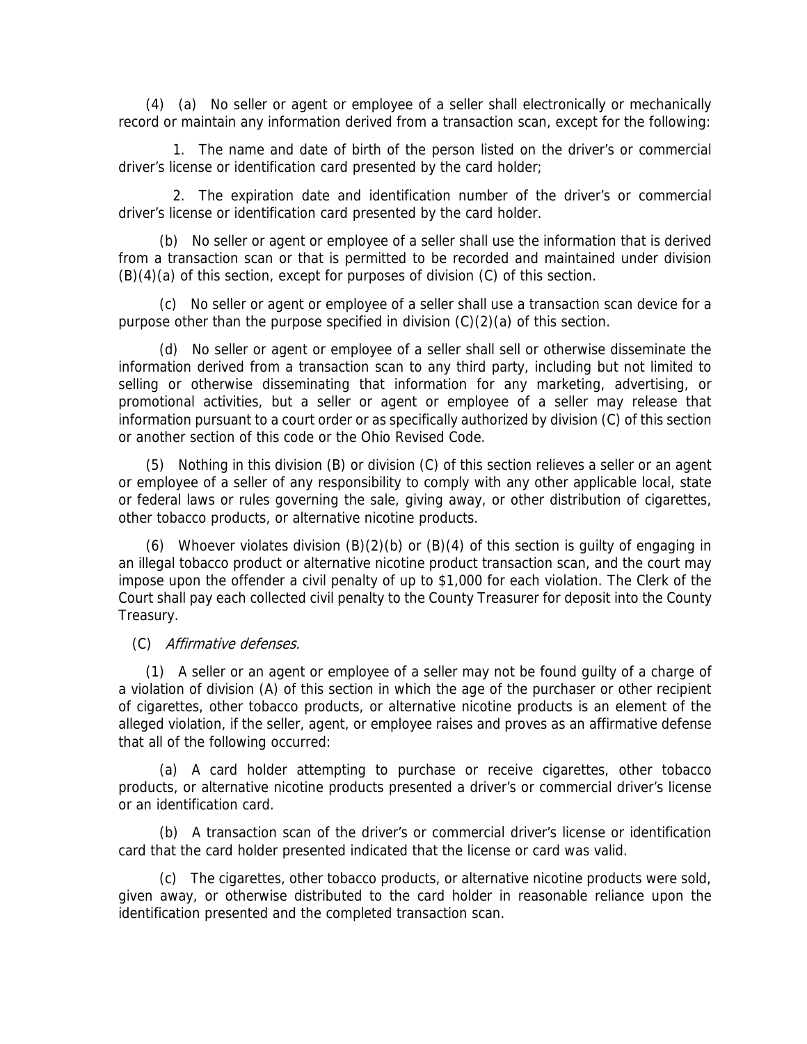(4) (a) No seller or agent or employee of a seller shall electronically or mechanically record or maintain any information derived from a transaction scan, except for the following:

1. The name and date of birth of the person listed on the driver's or commercial driver's license or identification card presented by the card holder;

2. The expiration date and identification number of the driver's or commercial driver's license or identification card presented by the card holder.

(b) No seller or agent or employee of a seller shall use the information that is derived from a transaction scan or that is permitted to be recorded and maintained under division (B)(4)(a) of this section, except for purposes of division (C) of this section.

(c) No seller or agent or employee of a seller shall use a transaction scan device for a purpose other than the purpose specified in division (C)(2)(a) of this section.

(d) No seller or agent or employee of a seller shall sell or otherwise disseminate the information derived from a transaction scan to any third party, including but not limited to selling or otherwise disseminating that information for any marketing, advertising, or promotional activities, but a seller or agent or employee of a seller may release that information pursuant to a court order or as specifically authorized by division (C) of this section or another section of this code or the Ohio Revised Code.

(5) Nothing in this division (B) or division (C) of this section relieves a seller or an agent or employee of a seller of any responsibility to comply with any other applicable local, state or federal laws or rules governing the sale, giving away, or other distribution of cigarettes, other tobacco products, or alternative nicotine products.

(6) Whoever violates division (B)(2)(b) or (B)(4) of this section is guilty of engaging in an illegal tobacco product or alternative nicotine product transaction scan, and the court may impose upon the offender a civil penalty of up to $1,000 for each violation. The Clerk of the Court shall pay each collected civil penalty to the County Treasurer for deposit into the County Treasury.

(C) *Affirmative defenses.*

(1) A seller or an agent or employee of a seller may not be found guilty of a charge of a violation of division (A) of this section in which the age of the purchaser or other recipient of cigarettes, other tobacco products, or alternative nicotine products is an element of the alleged violation, if the seller, agent, or employee raises and proves as an affirmative defense that all of the following occurred:

(a) A card holder attempting to purchase or receive cigarettes, other tobacco products, or alternative nicotine products presented a driver's or commercial driver's license or an identification card.

(b) A transaction scan of the driver's or commercial driver's license or identification card that the card holder presented indicated that the license or card was valid.

(c) The cigarettes, other tobacco products, or alternative nicotine products were sold, given away, or otherwise distributed to the card holder in reasonable reliance upon the identification presented and the completed transaction scan.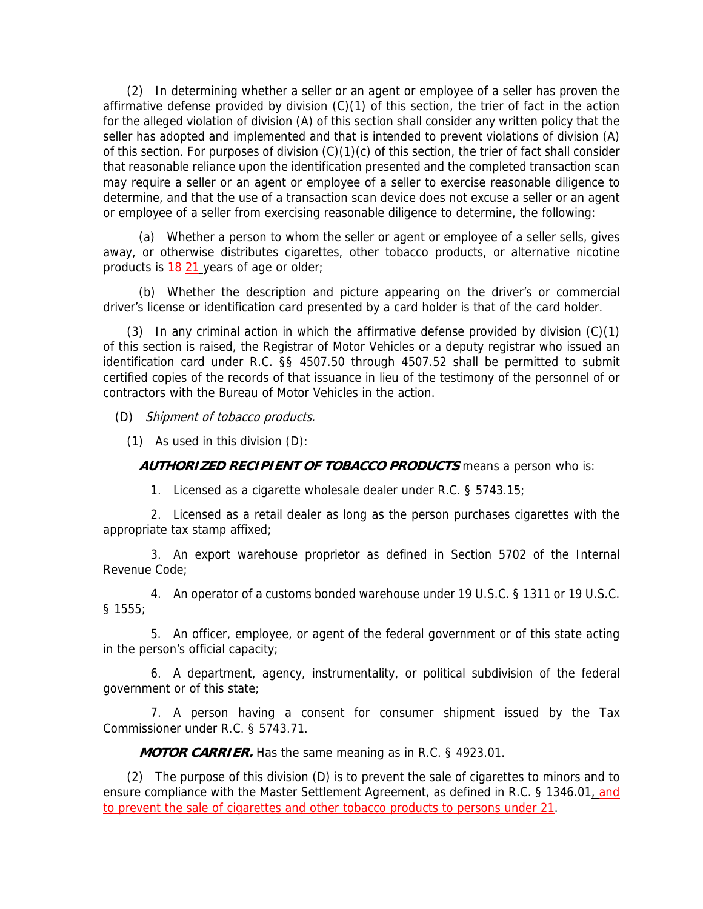(2) In determining whether a seller or an agent or employee of a seller has proven the affirmative defense provided by division (C)(1) of this section, the trier of fact in the action for the alleged violation of division (A) of this section shall consider any written policy that the seller has adopted and implemented and that is intended to prevent violations of division (A) of this section. For purposes of division (C)(1)(c) of this section, the trier of fact shall consider that reasonable reliance upon the identification presented and the completed transaction scan may require a seller or an agent or employee of a seller to exercise reasonable diligence to determine, and that the use of a transaction scan device does not excuse a seller or an agent or employee of a seller from exercising reasonable diligence to determine, the following:

(a) Whether a person to whom the seller or agent or employee of a seller sells, gives away, or otherwise distributes cigarettes, other tobacco products, or alternative nicotine products is ~~18~~ 21 years of age or older;

(b) Whether the description and picture appearing on the driver's or commercial driver's license or identification card presented by a card holder is that of the card holder.

(3) In any criminal action in which the affirmative defense provided by division (C)(1) of this section is raised, the Registrar of Motor Vehicles or a deputy registrar who issued an identification card under R.C. §§ 4507.50 through 4507.52 shall be permitted to submit certified copies of the records of that issuance in lieu of the testimony of the personnel of or contractors with the Bureau of Motor Vehicles in the action.

(D) *Shipment of tobacco products.*

(1) As used in this division (D):

***AUTHORIZED RECIPIENT OF TOBACCO PRODUCTS*** means a person who is:

1. Licensed as a cigarette wholesale dealer under R.C. § 5743.15;

2. Licensed as a retail dealer as long as the person purchases cigarettes with the appropriate tax stamp affixed;

3. An export warehouse proprietor as defined in Section 5702 of the Internal Revenue Code;

4. An operator of a customs bonded warehouse under 19 U.S.C. § 1311 or 19 U.S.C. § 1555;

5. An officer, employee, or agent of the federal government or of this state acting in the person's official capacity;

6. A department, agency, instrumentality, or political subdivision of the federal government or of this state;

7. A person having a consent for consumer shipment issued by the Tax Commissioner under R.C. § 5743.71.

***MOTOR CARRIER.*** Has the same meaning as in R.C. § 4923.01.

(2) The purpose of this division (D) is to prevent the sale of cigarettes to minors and to ensure compliance with the Master Settlement Agreement, as defined in R.C. § 1346.01, and to prevent the sale of cigarettes and other tobacco products to persons under 21.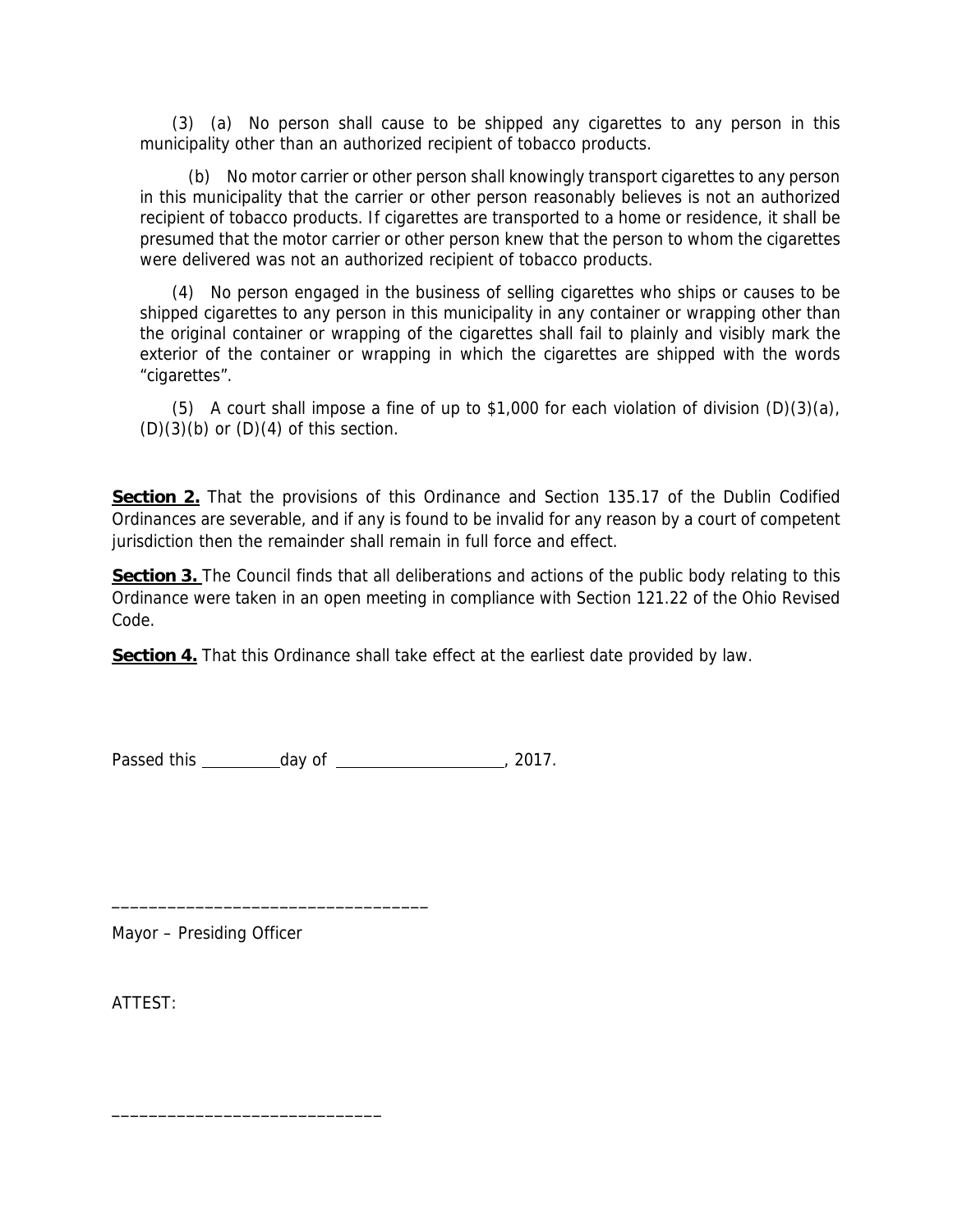(3) (a) No person shall cause to be shipped any cigarettes to any person in this municipality other than an authorized recipient of tobacco products.

(b) No motor carrier or other person shall knowingly transport cigarettes to any person in this municipality that the carrier or other person reasonably believes is not an authorized recipient of tobacco products. If cigarettes are transported to a home or residence, it shall be presumed that the motor carrier or other person knew that the person to whom the cigarettes were delivered was not an authorized recipient of tobacco products.

(4) No person engaged in the business of selling cigarettes who ships or causes to be shipped cigarettes to any person in this municipality in any container or wrapping other than the original container or wrapping of the cigarettes shall fail to plainly and visibly mark the exterior of the container or wrapping in which the cigarettes are shipped with the words "cigarettes".

(5) A court shall impose a fine of up to $1,000 for each violation of division (D)(3)(a), (D)(3)(b) or (D)(4) of this section.

**Section 2.** That the provisions of this Ordinance and Section 135.17 of the Dublin Codified Ordinances are severable, and if any is found to be invalid for any reason by a court of competent jurisdiction then the remainder shall remain in full force and effect.

**Section 3.** The Council finds that all deliberations and actions of the public body relating to this Ordinance were taken in an open meeting in compliance with Section 121.22 of the Ohio Revised Code.

**Section 4.** That this Ordinance shall take effect at the earliest date provided by law.

Passed this __________day of _____________________, 2017.

___________________________________

Mayor – Presiding Officer

ATTEST:

_____________________________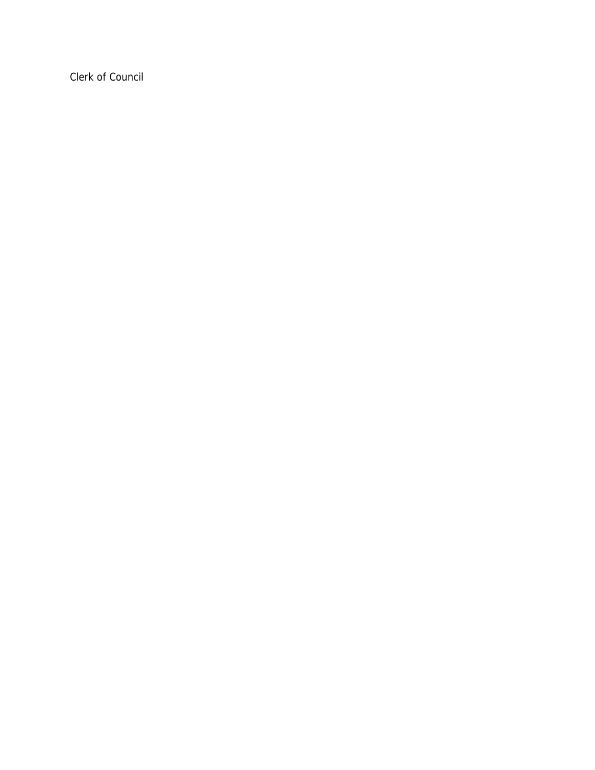Clerk of Council